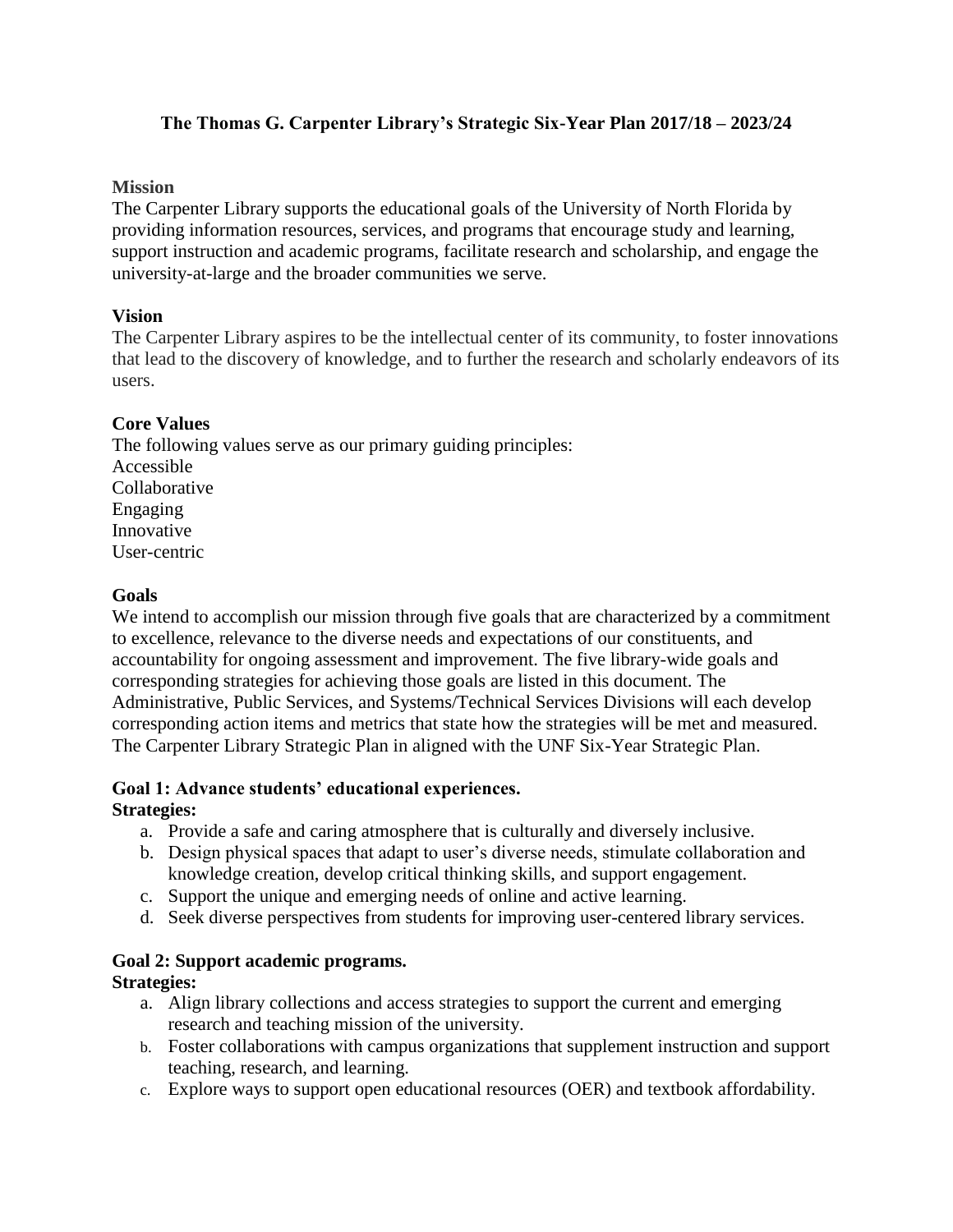# The Thomas G. Carpenter Library's Strategic Six-Year Plan 2017/18 – 2023/24

## Mission

The Carpenter Library supports the educational goals of the University of North Florida by providing information resources, services, and programs that encourage study and learning, support instruction and academic programs, facilitate research and scholarship, and engage the university-at-large and the broader communities we serve.

## Vision

The Carpenter Library aspires to be the intellectual center of its community, to foster innovations that lead to the discovery of knowledge, and to further the research and scholarly endeavors of its users.

## Core Values

The following values serve as our primary guiding principles:
Accessible
Collaborative
Engaging
Innovative
User-centric

## Goals

We intend to accomplish our mission through five goals that are characterized by a commitment to excellence, relevance to the diverse needs and expectations of our constituents, and accountability for ongoing assessment and improvement. The five library-wide goals and corresponding strategies for achieving those goals are listed in this document. The Administrative, Public Services, and Systems/Technical Services Divisions will each develop corresponding action items and metrics that state how the strategies will be met and measured. The Carpenter Library Strategic Plan in aligned with the UNF Six-Year Strategic Plan.

### Goal 1: Advance students' educational experiences.

**Strategies:**

a. Provide a safe and caring atmosphere that is culturally and diversely inclusive.
b. Design physical spaces that adapt to user's diverse needs, stimulate collaboration and knowledge creation, develop critical thinking skills, and support engagement.
c. Support the unique and emerging needs of online and active learning.
d. Seek diverse perspectives from students for improving user-centered library services.

### Goal 2: Support academic programs.

**Strategies:**

a. Align library collections and access strategies to support the current and emerging research and teaching mission of the university.
b. Foster collaborations with campus organizations that supplement instruction and support teaching, research, and learning.
c. Explore ways to support open educational resources (OER) and textbook affordability.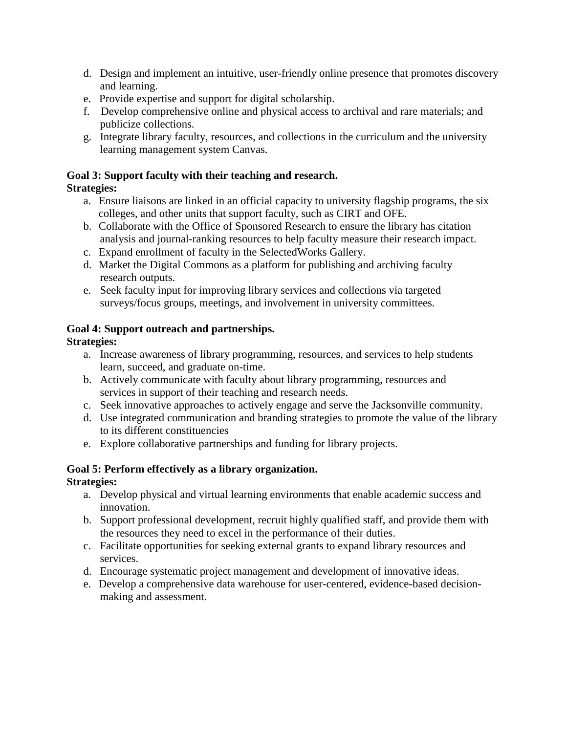d. Design and implement an intuitive, user-friendly online presence that promotes discovery and learning.
e. Provide expertise and support for digital scholarship.
f. Develop comprehensive online and physical access to archival and rare materials; and publicize collections.
g. Integrate library faculty, resources, and collections in the curriculum and the university learning management system Canvas.

**Goal 3: Support faculty with their teaching and research.**
**Strategies:**

a. Ensure liaisons are linked in an official capacity to university flagship programs, the six colleges, and other units that support faculty, such as CIRT and OFE.
b. Collaborate with the Office of Sponsored Research to ensure the library has citation analysis and journal-ranking resources to help faculty measure their research impact.
c. Expand enrollment of faculty in the SelectedWorks Gallery.
d. Market the Digital Commons as a platform for publishing and archiving faculty research outputs.
e. Seek faculty input for improving library services and collections via targeted surveys/focus groups, meetings, and involvement in university committees.

**Goal 4: Support outreach and partnerships.**
**Strategies:**

a. Increase awareness of library programming, resources, and services to help students learn, succeed, and graduate on-time.
b. Actively communicate with faculty about library programming, resources and services in support of their teaching and research needs.
c. Seek innovative approaches to actively engage and serve the Jacksonville community.
d. Use integrated communication and branding strategies to promote the value of the library to its different constituencies
e. Explore collaborative partnerships and funding for library projects.

**Goal 5: Perform effectively as a library organization.**
**Strategies:**

a. Develop physical and virtual learning environments that enable academic success and innovation.
b. Support professional development, recruit highly qualified staff, and provide them with the resources they need to excel in the performance of their duties.
c. Facilitate opportunities for seeking external grants to expand library resources and services.
d. Encourage systematic project management and development of innovative ideas.
e. Develop a comprehensive data warehouse for user-centered, evidence-based decision-making and assessment.